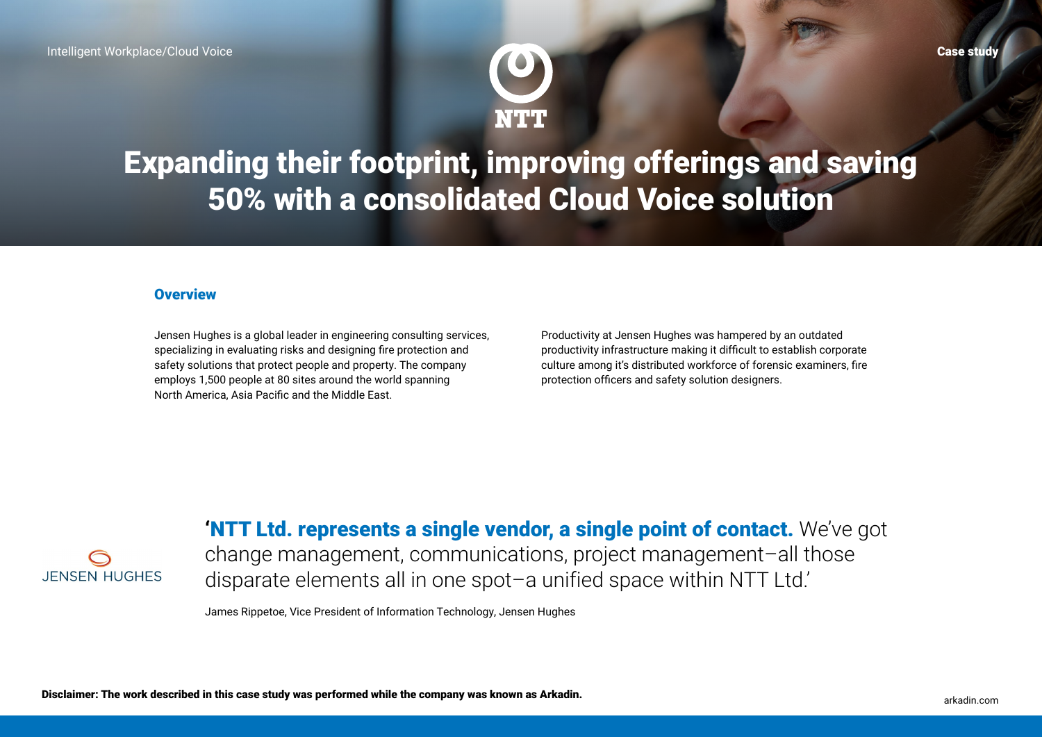Intelligent Workplace/Cloud Voice

Case study

# Expanding their footprint, improving offerings and saving 50% with a consolidated Cloud Voice solution

## Overview

Jensen Hughes is a global leader in engineering consulting services, specializing in evaluating risks and designing fire protection and safety solutions that protect people and property. The company employs 1,500 people at 80 sites around the world spanning North America, Asia Pacific and the Middle East.

Productivity at Jensen Hughes was hampered by an outdated productivity infrastructure making it difficult to establish corporate culture among it's distributed workforce of forensic examiners, fire protection officers and safety solution designers.

JENSEN HUGHES

'**NTT Ltd. represents a single vendor, a single point of contact.** We've got change management, communications, project management–all those disparate elements all in one spot–a unified space within NTT Ltd.'

James Rippetoe, Vice President of Information Technology, Jensen Hughes

**Disclaimer: The work described in this case study was performed while the company was known as Arkadin.**

arkadin.com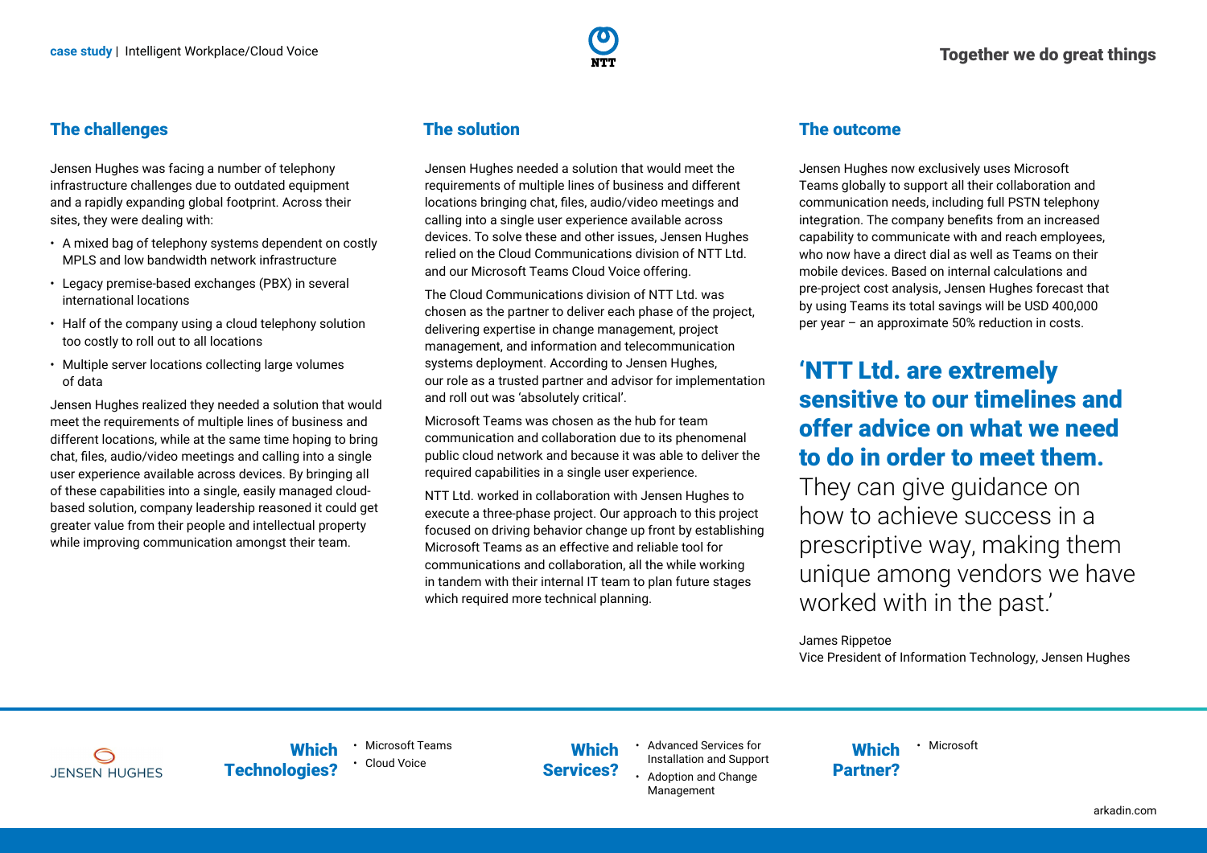## The challenges

Jensen Hughes was facing a number of telephony infrastructure challenges due to outdated equipment and a rapidly expanding global footprint. Across their sites, they were dealing with:

- A mixed bag of telephony systems dependent on costly MPLS and low bandwidth network infrastructure
- Legacy premise-based exchanges (PBX) in several international locations
- Half of the company using a cloud telephony solution too costly to roll out to all locations
- Multiple server locations collecting large volumes of data

Jensen Hughes realized they needed a solution that would meet the requirements of multiple lines of business and different locations, while at the same time hoping to bring chat, files, audio/video meetings and calling into a single user experience available across devices. By bringing all of these capabilities into a single, easily managed cloud-based solution, company leadership reasoned it could get greater value from their people and intellectual property while improving communication amongst their team.

## The solution

Jensen Hughes needed a solution that would meet the requirements of multiple lines of business and different locations bringing chat, files, audio/video meetings and calling into a single user experience available across devices. To solve these and other issues, Jensen Hughes relied on the Cloud Communications division of NTT Ltd. and our Microsoft Teams Cloud Voice offering.

The Cloud Communications division of NTT Ltd. was chosen as the partner to deliver each phase of the project, delivering expertise in change management, project management, and information and telecommunication systems deployment. According to Jensen Hughes, our role as a trusted partner and advisor for implementation and roll out was 'absolutely critical'.

Microsoft Teams was chosen as the hub for team communication and collaboration due to its phenomenal public cloud network and because it was able to deliver the required capabilities in a single user experience.

NTT Ltd. worked in collaboration with Jensen Hughes to execute a three-phase project. Our approach to this project focused on driving behavior change up front by establishing Microsoft Teams as an effective and reliable tool for communications and collaboration, all the while working in tandem with their internal IT team to plan future stages which required more technical planning.

## The outcome

Jensen Hughes now exclusively uses Microsoft Teams globally to support all their collaboration and communication needs, including full PSTN telephony integration. The company benefits from an increased capability to communicate with and reach employees, who now have a direct dial as well as Teams on their mobile devices. Based on internal calculations and pre-project cost analysis, Jensen Hughes forecast that by using Teams its total savings will be USD 400,000 per year – an approximate 50% reduction in costs.

**'NTT Ltd. are extremely sensitive to our timelines and offer advice on what we need to do in order to meet them.** They can give guidance on how to achieve success in a prescriptive way, making them unique among vendors we have worked with in the past.'

James Rippetoe
Vice President of Information Technology, Jensen Hughes

JENSEN HUGHES

**Which Technologies?**

- Microsoft Teams
- Cloud Voice

**Which Services?**

- Advanced Services for Installation and Support
- Adoption and Change Management

**Which Partner?**

- Microsoft

arkadin.com